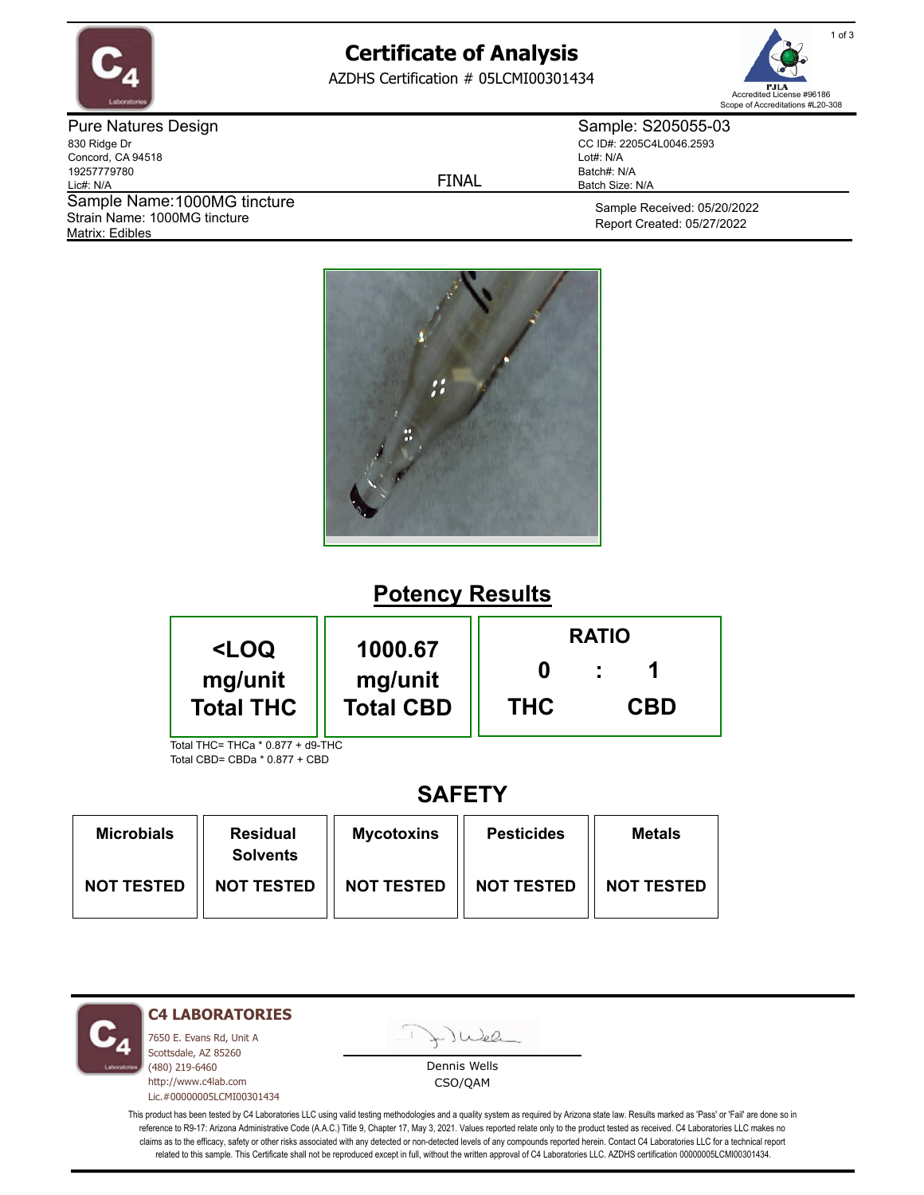# Certificate of Analysis

AZDHS Certification # 05LCMI00301434

PJLA Accredited License #96186
Scope of Accreditations #L20-308

**Pure Natures Design**
830 Ridge Dr
Concord, CA 94518
19257779780
Lic#: N/A

FINAL

**Sample: S205055-03**
CC ID#: 2205C4L0046.2593
Lot#: N/A
Batch#: N/A
Batch Size: N/A

Sample Name: 1000MG tincture
Strain Name: 1000MG tincture
Matrix: Edibles

Sample Received: 05/20/2022
Report Created: 05/27/2022

## Potency Results

| <LOQ mg/unit Total THC | 1000.67 mg/unit Total CBD | RATIO 0 : 1 THC : CBD |
|---|---|---|

Total THC= THCa * 0.877 + d9-THC
Total CBD= CBDa * 0.877 + CBD

## SAFETY

| Microbials | Residual Solvents | Mycotoxins | Pesticides | Metals |
|---|---|---|---|---|
| NOT TESTED | NOT TESTED | NOT TESTED | NOT TESTED | NOT TESTED |

**C4 LABORATORIES**
7650 E. Evans Rd, Unit A
Scottsdale, AZ 85260
(480) 219-6460
http://www.c4lab.com
Lic.#00000005LCMI00301434

Dennis Wells
CSO/QAM

This product has been tested by C4 Laboratories LLC using valid testing methodologies and a quality system as required by Arizona state law. Results marked as 'Pass' or 'Fail' are done so in reference to R9-17: Arizona Administrative Code (A.A.C.) Title 9, Chapter 17, May 3, 2021. Values reported relate only to the product tested as received. C4 Laboratories LLC makes no claims as to the efficacy, safety or other risks associated with any detected or non-detected levels of any compounds reported herein. Contact C4 Laboratories LLC for a technical report related to this sample. This Certificate shall not be reproduced except in full, without the written approval of C4 Laboratories LLC. AZDHS certification 00000005LCMI00301434.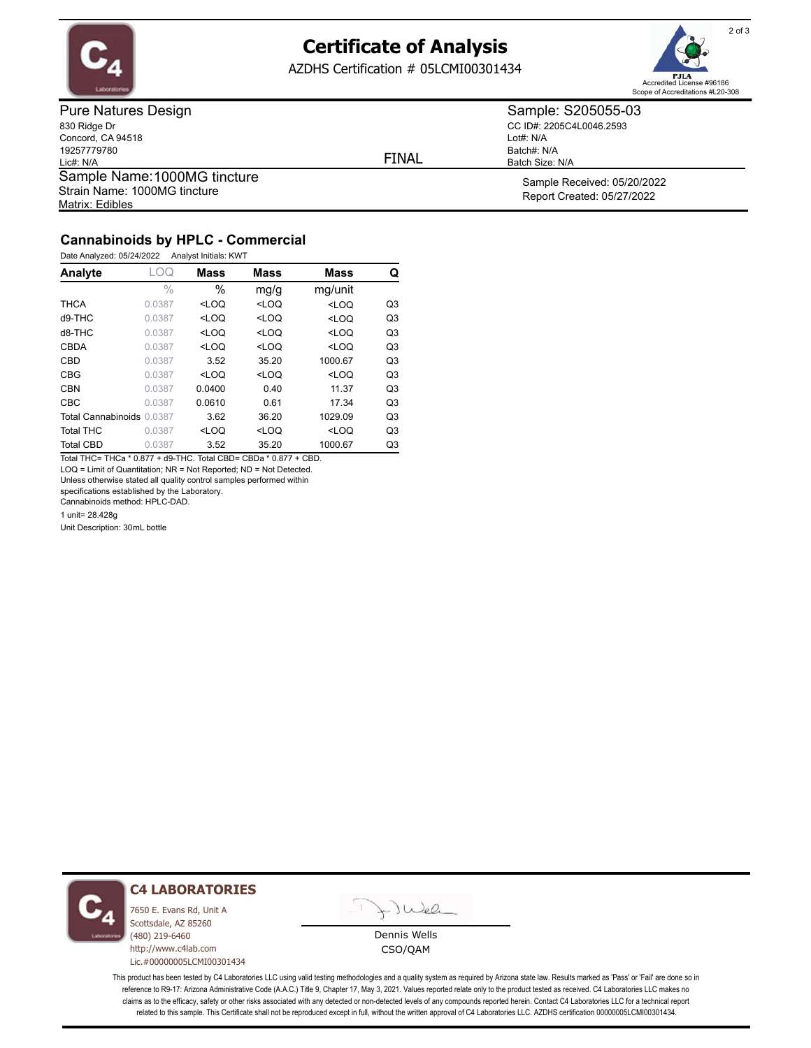# Certificate of Analysis

AZDHS Certification # 05LCMI00301434

PJLA
Accredited License #96186
Scope of Accreditations #L20-308

**Pure Natures Design**
830 Ridge Dr
Concord, CA 94518
19257779780
Lic#: N/A

FINAL

**Sample: S205055-03**
CC ID#: 2205C4L0046.2593
Lot#: N/A
Batch#: N/A
Batch Size: N/A

Sample Name: 1000MG tincture
Strain Name: 1000MG tincture
Matrix: Edibles

Sample Received: 05/20/2022
Report Created: 05/27/2022

## Cannabinoids by HPLC - Commercial

Date Analyzed: 05/24/2022    Analyst Initials: KWT

| Analyte | LOQ | Mass | Mass | Mass | Q |
|---|---|---|---|---|---|
| | % | % | mg/g | mg/unit | |
| THCA | 0.0387 | <LOQ | <LOQ | <LOQ | Q3 |
| d9-THC | 0.0387 | <LOQ | <LOQ | <LOQ | Q3 |
| d8-THC | 0.0387 | <LOQ | <LOQ | <LOQ | Q3 |
| CBDA | 0.0387 | <LOQ | <LOQ | <LOQ | Q3 |
| CBD | 0.0387 | 3.52 | 35.20 | 1000.67 | Q3 |
| CBG | 0.0387 | <LOQ | <LOQ | <LOQ | Q3 |
| CBN | 0.0387 | 0.0400 | 0.40 | 11.37 | Q3 |
| CBC | 0.0387 | 0.0610 | 0.61 | 17.34 | Q3 |
| Total Cannabinoids | 0.0387 | 3.62 | 36.20 | 1029.09 | Q3 |
| Total THC | 0.0387 | <LOQ | <LOQ | <LOQ | Q3 |
| Total CBD | 0.0387 | 3.52 | 35.20 | 1000.67 | Q3 |

Total THC= THCa * 0.877 + d9-THC. Total CBD= CBDa * 0.877 + CBD.
LOQ = Limit of Quantitation; NR = Not Reported; ND = Not Detected.
Unless otherwise stated all quality control samples performed within specifications established by the Laboratory.
Cannabinoids method: HPLC-DAD.
1 unit= 28.428g
Unit Description: 30mL bottle

**C4 LABORATORIES**
7650 E. Evans Rd, Unit A
Scottsdale, AZ 85260
(480) 219-6460
http://www.c4lab.com
Lic.#00000005LCMI00301434

Dennis Wells
CSO/QAM

This product has been tested by C4 Laboratories LLC using valid testing methodologies and a quality system as required by Arizona state law. Results marked as 'Pass' or 'Fail' are done so in reference to R9-17: Arizona Administrative Code (A.A.C.) Title 9, Chapter 17, May 3, 2021. Values reported relate only to the product tested as received. C4 Laboratories LLC makes no claims as to the efficacy, safety or other risks associated with any detected or non-detected levels of any compounds reported herein. Contact C4 Laboratories LLC for a technical report related to this sample. This Certificate shall not be reproduced except in full, without the written approval of C4 Laboratories LLC. AZDHS certification 00000005LCMI00301434.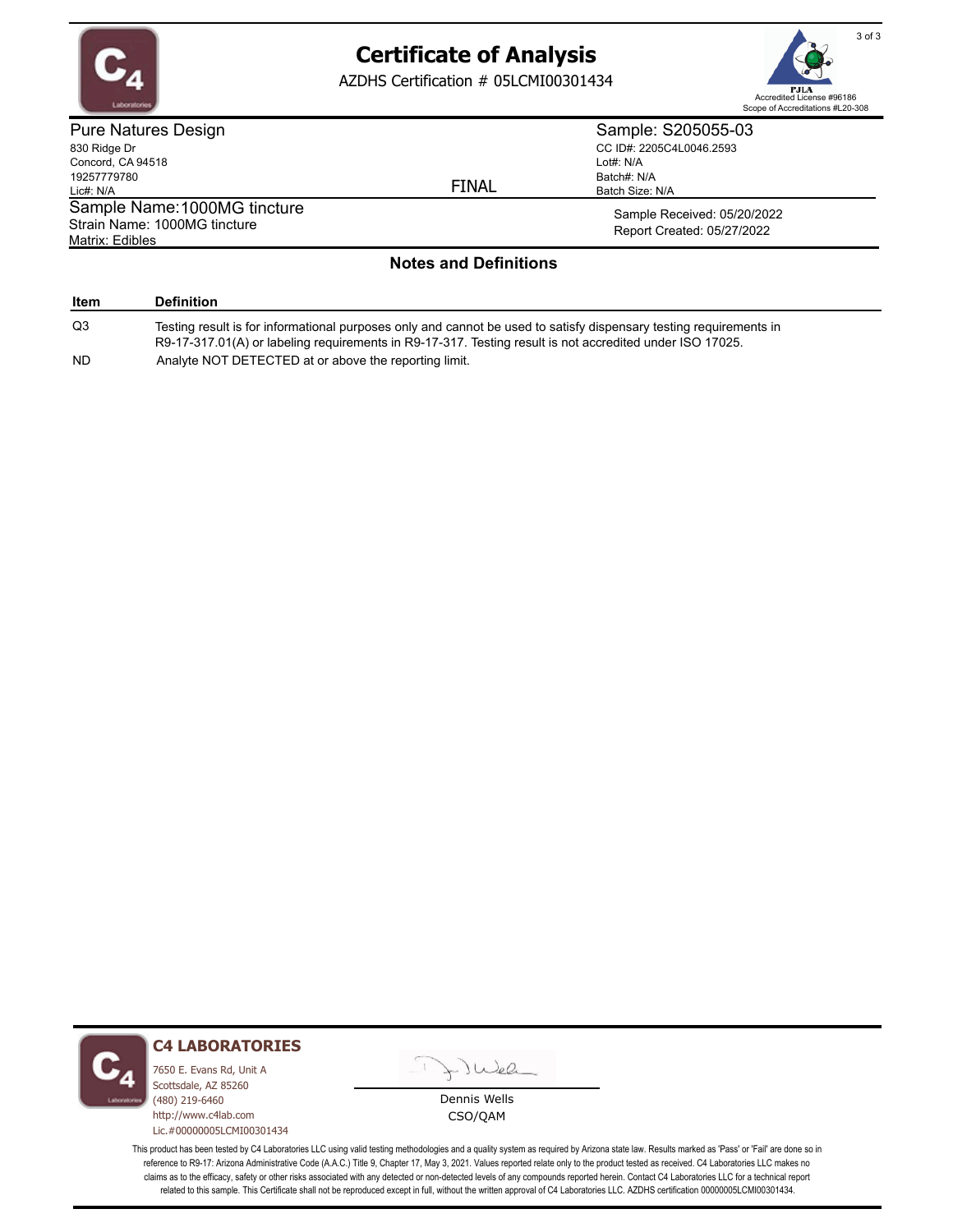# Certificate of Analysis

AZDHS Certification # 05LCMI00301434

Accredited License #96186
Scope of Accreditations #L20-308

Pure Natures Design
830 Ridge Dr
Concord, CA 94518
19257779780
Lic#: N/A

FINAL

Sample: S205055-03
CC ID#: 2205C4L0046.2593
Lot#: N/A
Batch#: N/A
Batch Size: N/A

Sample Name:1000MG tincture
Strain Name: 1000MG tincture
Matrix: Edibles

Sample Received: 05/20/2022
Report Created: 05/27/2022

## Notes and Definitions

| Item | Definition |
| --- | --- |
| Q3 | Testing result is for informational purposes only and cannot be used to satisfy dispensary testing requirements in R9-17-317.01(A) or labeling requirements in R9-17-317. Testing result is not accredited under ISO 17025. |
| ND | Analyte NOT DETECTED at or above the reporting limit. |

**C4 LABORATORIES**
7650 E. Evans Rd, Unit A
Scottsdale, AZ 85260
(480) 219-6460
http://www.c4lab.com
Lic.#00000005LCMI00301434

Dennis Wells
CSO/QAM

This product has been tested by C4 Laboratories LLC using valid testing methodologies and a quality system as required by Arizona state law. Results marked as 'Pass' or 'Fail' are done so in reference to R9-17: Arizona Administrative Code (A.A.C.) Title 9, Chapter 17, May 3, 2021. Values reported relate only to the product tested as received. C4 Laboratories LLC makes no claims as to the efficacy, safety or other risks associated with any detected or non-detected levels of any compounds reported herein. Contact C4 Laboratories LLC for a technical report related to this sample. This Certificate shall not be reproduced except in full, without the written approval of C4 Laboratories LLC. AZDHS certification 00000005LCMI00301434.